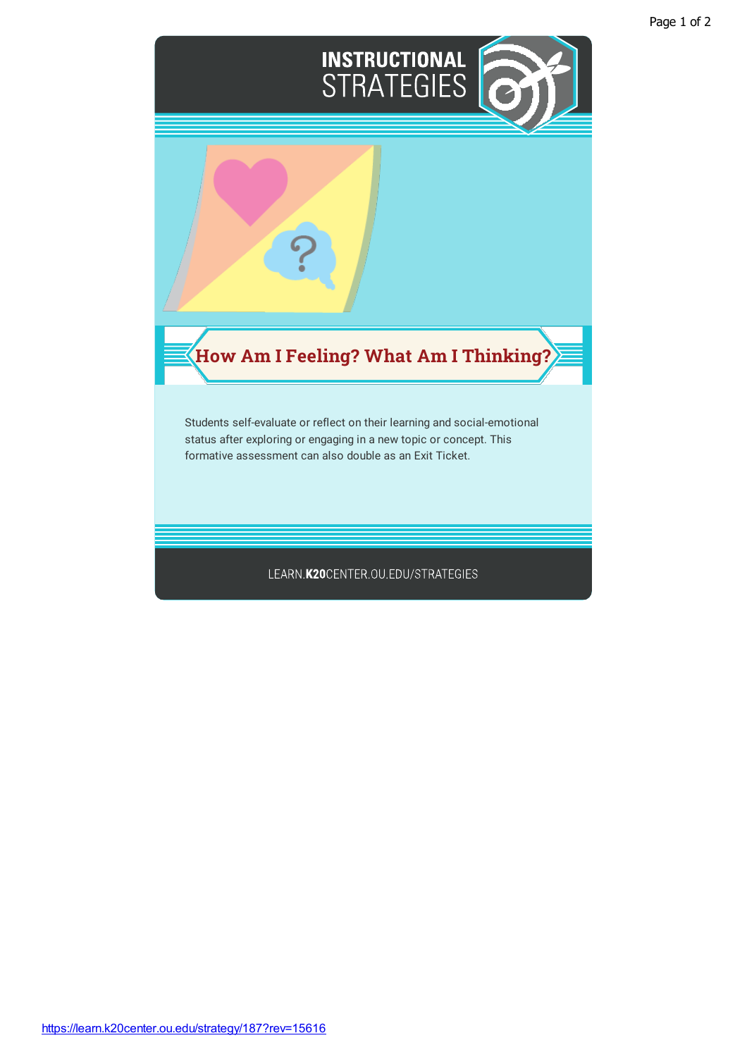# INSTRUCTIONAL STRATEGIES

## How Am I Feeling? What Am I Thinking?

Students self-evaluate or reflect on their learning and social-emotional status after exploring or engaging in a new topic or concept. This formative assessment can also double as an Exit Ticket.

LEARN.**K20**CENTER.OU.EDU/STRATEGIES

https://learn.k20center.ou.edu/strategy/187?rev=15616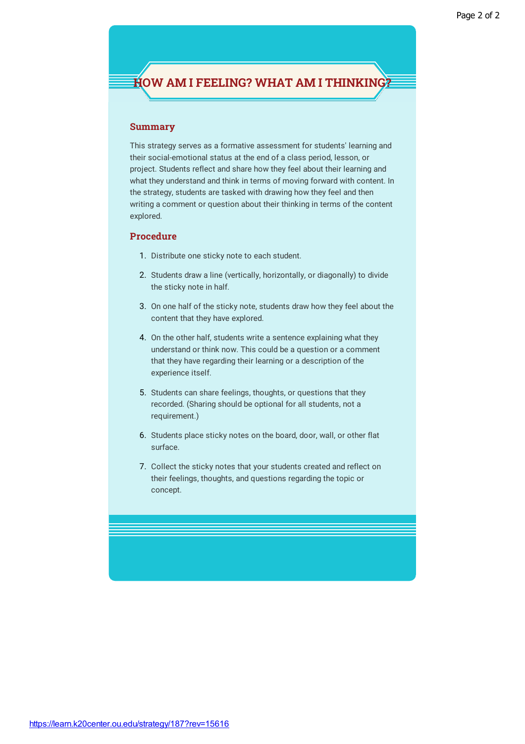# HOW AM I FEELING? WHAT AM I THINKING?

## Summary

This strategy serves as a formative assessment for students' learning and their social-emotional status at the end of a class period, lesson, or project. Students reflect and share how they feel about their learning and what they understand and think in terms of moving forward with content. In the strategy, students are tasked with drawing how they feel and then writing a comment or question about their thinking in terms of the content explored.

## Procedure

1. Distribute one sticky note to each student.
2. Students draw a line (vertically, horizontally, or diagonally) to divide the sticky note in half.
3. On one half of the sticky note, students draw how they feel about the content that they have explored.
4. On the other half, students write a sentence explaining what they understand or think now. This could be a question or a comment that they have regarding their learning or a description of the experience itself.
5. Students can share feelings, thoughts, or questions that they recorded. (Sharing should be optional for all students, not a requirement.)
6. Students place sticky notes on the board, door, wall, or other flat surface.
7. Collect the sticky notes that your students created and reflect on their feelings, thoughts, and questions regarding the topic or concept.